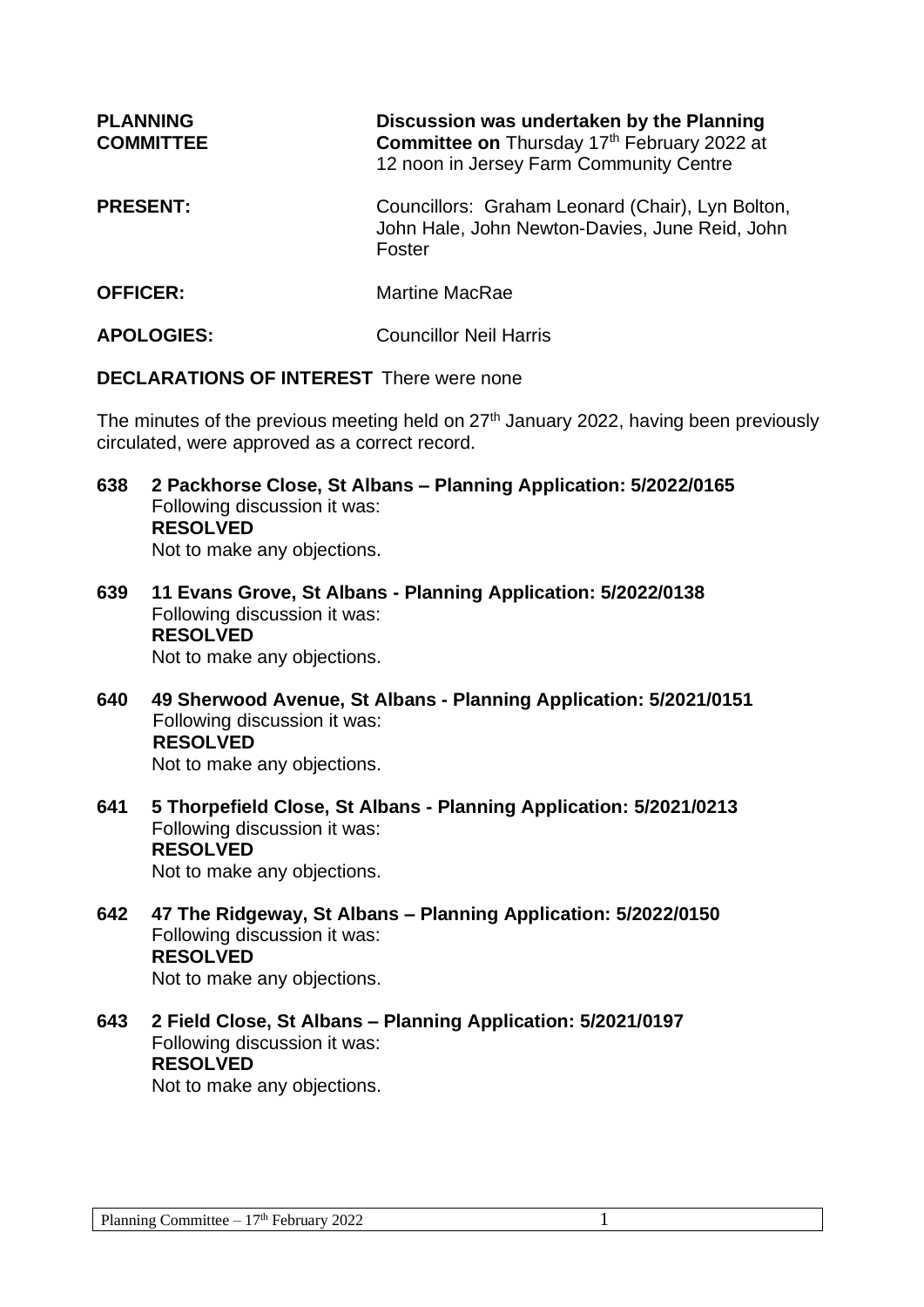**PLANNING COMMITTEE**

**Discussion was undertaken by the Planning Committee on** Thursday 17th February 2022 at 12 noon in Jersey Farm Community Centre

**PRESENT:** Councillors: Graham Leonard (Chair), Lyn Bolton, John Hale, John Newton-Davies, June Reid, John Foster

**OFFICER:** Martine MacRae

**APOLOGIES:** Councillor Neil Harris

**DECLARATIONS OF INTEREST** There were none

The minutes of the previous meeting held on 27th January 2022, having been previously circulated, were approved as a correct record.

**638 2 Packhorse Close, St Albans – Planning Application: 5/2022/0165**
Following discussion it was:
**RESOLVED**
Not to make any objections.

**639 11 Evans Grove, St Albans - Planning Application: 5/2022/0138**
Following discussion it was:
**RESOLVED**
Not to make any objections.

**640 49 Sherwood Avenue, St Albans - Planning Application: 5/2021/0151**
Following discussion it was:
**RESOLVED**
Not to make any objections.

**641 5 Thorpefield Close, St Albans - Planning Application: 5/2021/0213**
Following discussion it was:
**RESOLVED**
Not to make any objections.

**642 47 The Ridgeway, St Albans – Planning Application: 5/2022/0150**
Following discussion it was:
**RESOLVED**
Not to make any objections.

**643 2 Field Close, St Albans – Planning Application: 5/2021/0197**
Following discussion it was:
**RESOLVED**
Not to make any objections.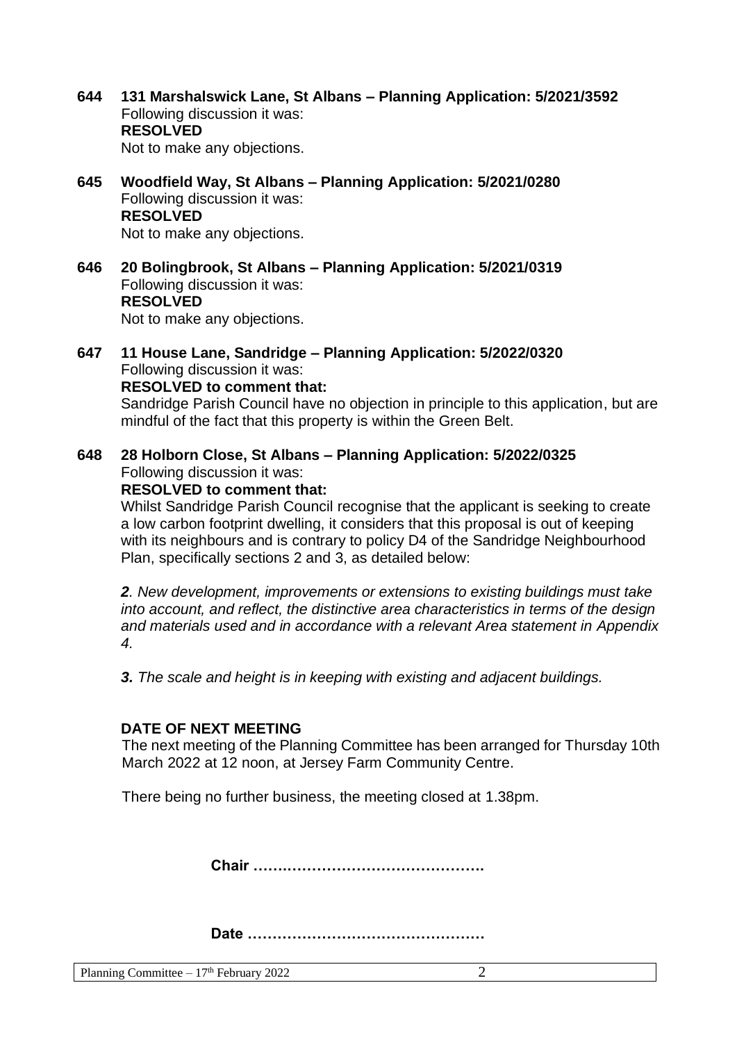**644 131 Marshalswick Lane, St Albans – Planning Application: 5/2021/3592**
Following discussion it was:
**RESOLVED**
Not to make any objections.

**645 Woodfield Way, St Albans – Planning Application: 5/2021/0280**
Following discussion it was:
**RESOLVED**
Not to make any objections.

**646 20 Bolingbrook, St Albans – Planning Application: 5/2021/0319**
Following discussion it was:
**RESOLVED**
Not to make any objections.

**647 11 House Lane, Sandridge – Planning Application: 5/2022/0320**
Following discussion it was:
**RESOLVED to comment that:**
Sandridge Parish Council have no objection in principle to this application, but are mindful of the fact that this property is within the Green Belt.

**648 28 Holborn Close, St Albans – Planning Application: 5/2022/0325**
Following discussion it was:
**RESOLVED to comment that:**
Whilst Sandridge Parish Council recognise that the applicant is seeking to create a low carbon footprint dwelling, it considers that this proposal is out of keeping with its neighbours and is contrary to policy D4 of the Sandridge Neighbourhood Plan, specifically sections 2 and 3, as detailed below:

***2**. New development, improvements or extensions to existing buildings must take into account, and reflect, the distinctive area characteristics in terms of the design and materials used and in accordance with a relevant Area statement in Appendix 4.*

***3.** The scale and height is in keeping with existing and adjacent buildings.*

**DATE OF NEXT MEETING**

The next meeting of the Planning Committee has been arranged for Thursday 10th March 2022 at 12 noon, at Jersey Farm Community Centre.

There being no further business, the meeting closed at 1.38pm.

**Chair ……………………………………….**

**Date …………………………………………**